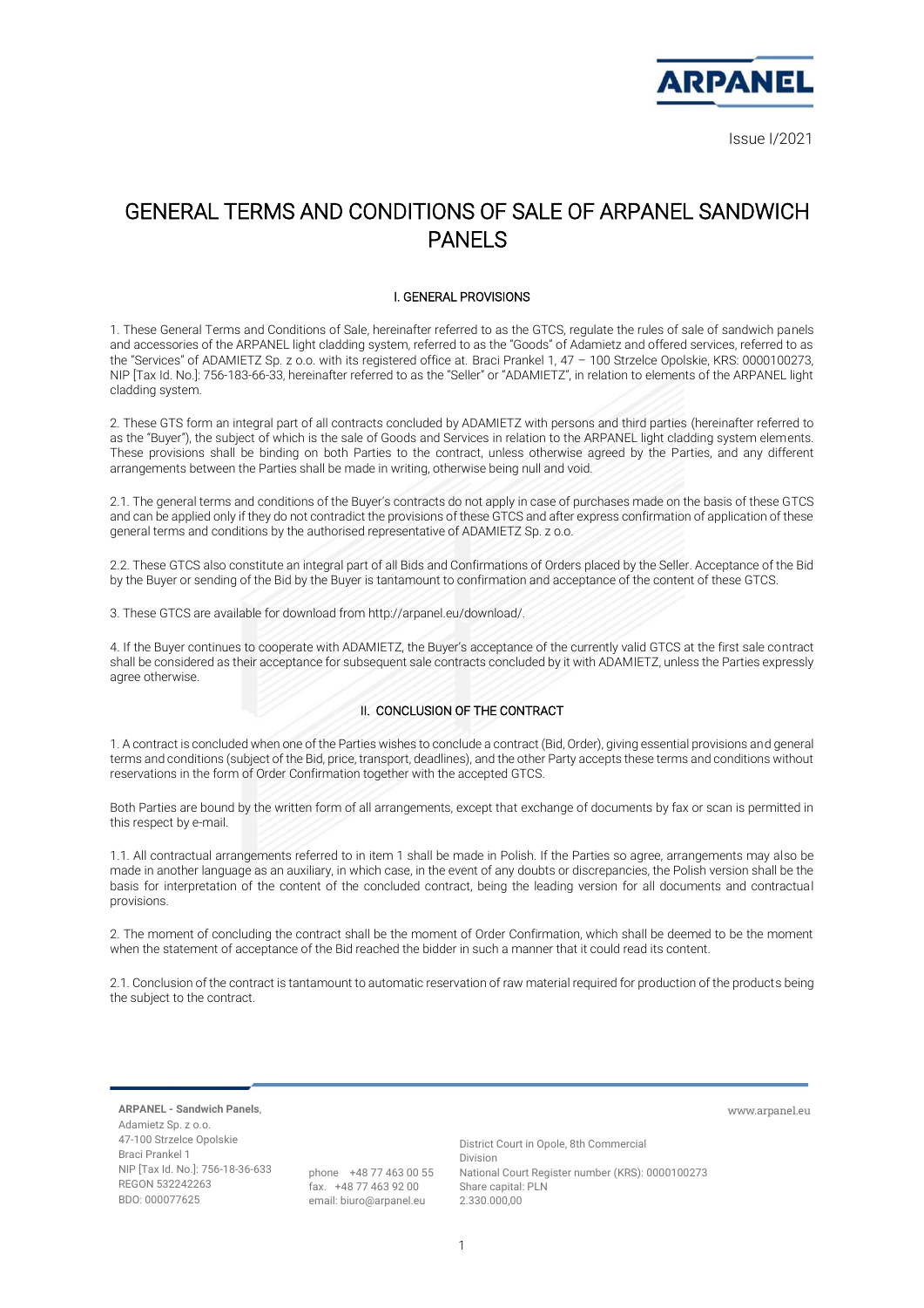Issue I/2021

# GENERAL TERMS AND CONDITIONS OF SALE OF ARPANEL SANDWICH PANELS

## I. GENERAL PROVISIONS

1. These General Terms and Conditions of Sale, hereinafter referred to as the GTCS, regulate the rules of sale of sandwich panels and accessories of the ARPANEL light cladding system, referred to as the "Goods" of Adamietz and offered services, referred to as the "Services" of ADAMIETZ Sp. z o.o. with its registered office at. Braci Prankel 1, 47 – 100 Strzelce Opolskie, KRS: 0000100273, NIP [Tax Id. No.]: 756-183-66-33, hereinafter referred to as the "Seller" or "ADAMIETZ", in relation to elements of the ARPANEL light cladding system.

2. These GTS form an integral part of all contracts concluded by ADAMIETZ with persons and third parties (hereinafter referred to as the "Buyer"), the subject of which is the sale of Goods and Services in relation to the ARPANEL light cladding system elements. These provisions shall be binding on both Parties to the contract, unless otherwise agreed by the Parties, and any different arrangements between the Parties shall be made in writing, otherwise being null and void.

2.1. The general terms and conditions of the Buyer's contracts do not apply in case of purchases made on the basis of these GTCS and can be applied only if they do not contradict the provisions of these GTCS and after express confirmation of application of these general terms and conditions by the authorised representative of ADAMIETZ Sp. z o.o.

2.2. These GTCS also constitute an integral part of all Bids and Confirmations of Orders placed by the Seller. Acceptance of the Bid by the Buyer or sending of the Bid by the Buyer is tantamount to confirmation and acceptance of the content of these GTCS.

3. These GTCS are available for download from http://arpanel.eu/download/.

4. If the Buyer continues to cooperate with ADAMIETZ, the Buyer's acceptance of the currently valid GTCS at the first sale contract shall be considered as their acceptance for subsequent sale contracts concluded by it with ADAMIETZ, unless the Parties expressly agree otherwise.

## II. CONCLUSION OF THE CONTRACT

1. A contract is concluded when one of the Parties wishes to conclude a contract (Bid, Order), giving essential provisions and general terms and conditions (subject of the Bid, price, transport, deadlines), and the other Party accepts these terms and conditions without reservations in the form of Order Confirmation together with the accepted GTCS.

Both Parties are bound by the written form of all arrangements, except that exchange of documents by fax or scan is permitted in this respect by e-mail.

1.1. All contractual arrangements referred to in item 1 shall be made in Polish. If the Parties so agree, arrangements may also be made in another language as an auxiliary, in which case, in the event of any doubts or discrepancies, the Polish version shall be the basis for interpretation of the content of the concluded contract, being the leading version for all documents and contractual provisions.

2. The moment of concluding the contract shall be the moment of Order Confirmation, which shall be deemed to be the moment when the statement of acceptance of the Bid reached the bidder in such a manner that it could read its content.

2.1. Conclusion of the contract is tantamount to automatic reservation of raw material required for production of the products being the subject to the contract.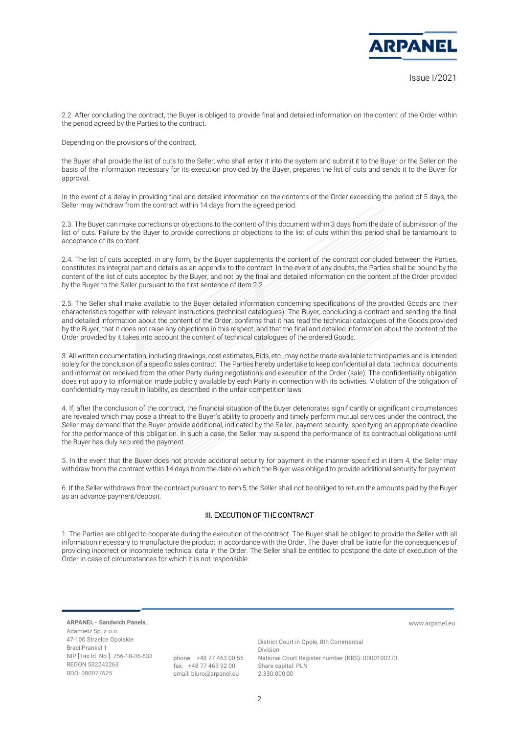2.2. After concluding the contract, the Buyer is obliged to provide final and detailed information on the content of the Order within the period agreed by the Parties to the contract.

Depending on the provisions of the contract,

the Buyer shall provide the list of cuts to the Seller, who shall enter it into the system and submit it to the Buyer or the Seller on the basis of the information necessary for its execution provided by the Buyer, prepares the list of cuts and sends it to the Buyer for approval.

In the event of a delay in providing final and detailed information on the contents of the Order exceeding the period of 5 days, the Seller may withdraw from the contract within 14 days from the agreed period.

2.3. The Buyer can make corrections or objections to the content of this document within 3 days from the date of submission of the list of cuts. Failure by the Buyer to provide corrections or objections to the list of cuts within this period shall be tantamount to acceptance of its content.

2.4. The list of cuts accepted, in any form, by the Buyer supplements the content of the contract concluded between the Parties, constitutes its integral part and details as an appendix to the contract. In the event of any doubts, the Parties shall be bound by the content of the list of cuts accepted by the Buyer, and not by the final and detailed information on the content of the Order provided by the Buyer to the Seller pursuant to the first sentence of item 2.2.

2.5. The Seller shall make available to the Buyer detailed information concerning specifications of the provided Goods and their characteristics together with relevant instructions (technical catalogues). The Buyer, concluding a contract and sending the final and detailed information about the content of the Order, confirms that it has read the technical catalogues of the Goods provided by the Buyer, that it does not raise any objections in this respect, and that the final and detailed information about the content of the Order provided by it takes into account the content of technical catalogues of the ordered Goods.

3. All written documentation, including drawings, cost estimates, Bids, etc., may not be made available to third parties and is intended solely for the conclusion of a specific sales contract. The Parties hereby undertake to keep confidential all data, technical documents and information received from the other Party during negotiations and execution of the Order (sale). The confidentiality obligation does not apply to information made publicly available by each Party in connection with its activities. Violation of the obligation of confidentiality may result in liability, as described in the unfair competition laws.

4. If, after the conclusion of the contract, the financial situation of the Buyer deteriorates significantly or significant circumstances are revealed which may pose a threat to the Buyer's ability to properly and timely perform mutual services under the contract, the Seller may demand that the Buyer provide additional, indicated by the Seller, payment security, specifying an appropriate deadline for the performance of this obligation. In such a case, the Seller may suspend the performance of its contractual obligations until the Buyer has duly secured the payment.

5. In the event that the Buyer does not provide additional security for payment in the manner specified in item 4, the Seller may withdraw from the contract within 14 days from the date on which the Buyer was obliged to provide additional security for payment.

6. If the Seller withdraws from the contract pursuant to item 5, the Seller shall not be obliged to return the amounts paid by the Buyer as an advance payment/deposit.

## III. EXECUTION OF THE CONTRACT

1. The Parties are obliged to cooperate during the execution of the contract. The Buyer shall be obliged to provide the Seller with all information necessary to manufacture the product in accordance with the Order. The Buyer shall be liable for the consequences of providing incorrect or incomplete technical data in the Order. The Seller shall be entitled to postpone the date of execution of the Order in case of circumstances for which it is not responsible.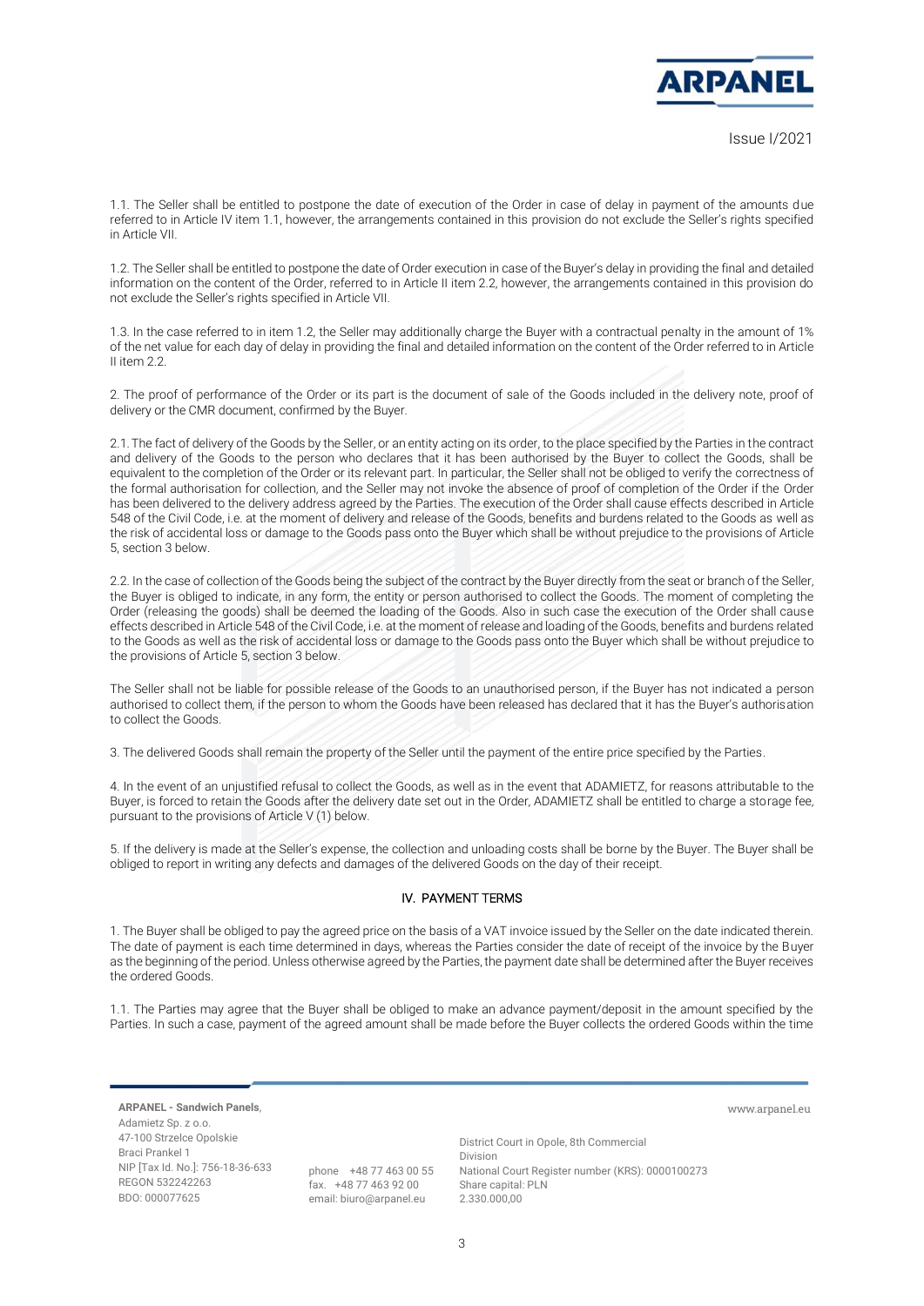1.1. The Seller shall be entitled to postpone the date of execution of the Order in case of delay in payment of the amounts due referred to in Article IV item 1.1, however, the arrangements contained in this provision do not exclude the Seller's rights specified in Article VII.

1.2. The Seller shall be entitled to postpone the date of Order execution in case of the Buyer's delay in providing the final and detailed information on the content of the Order, referred to in Article II item 2.2, however, the arrangements contained in this provision do not exclude the Seller's rights specified in Article VII.

1.3. In the case referred to in item 1.2, the Seller may additionally charge the Buyer with a contractual penalty in the amount of 1% of the net value for each day of delay in providing the final and detailed information on the content of the Order referred to in Article II item 2.2.

2. The proof of performance of the Order or its part is the document of sale of the Goods included in the delivery note, proof of delivery or the CMR document, confirmed by the Buyer.

2.1. The fact of delivery of the Goods by the Seller, or an entity acting on its order, to the place specified by the Parties in the contract and delivery of the Goods to the person who declares that it has been authorised by the Buyer to collect the Goods, shall be equivalent to the completion of the Order or its relevant part. In particular, the Seller shall not be obliged to verify the correctness of the formal authorisation for collection, and the Seller may not invoke the absence of proof of completion of the Order if the Order has been delivered to the delivery address agreed by the Parties. The execution of the Order shall cause effects described in Article 548 of the Civil Code, i.e. at the moment of delivery and release of the Goods, benefits and burdens related to the Goods as well as the risk of accidental loss or damage to the Goods pass onto the Buyer which shall be without prejudice to the provisions of Article 5, section 3 below.

2.2. In the case of collection of the Goods being the subject of the contract by the Buyer directly from the seat or branch of the Seller, the Buyer is obliged to indicate, in any form, the entity or person authorised to collect the Goods. The moment of completing the Order (releasing the goods) shall be deemed the loading of the Goods. Also in such case the execution of the Order shall cause effects described in Article 548 of the Civil Code, i.e. at the moment of release and loading of the Goods, benefits and burdens related to the Goods as well as the risk of accidental loss or damage to the Goods pass onto the Buyer which shall be without prejudice to the provisions of Article 5, section 3 below.

The Seller shall not be liable for possible release of the Goods to an unauthorised person, if the Buyer has not indicated a person authorised to collect them, if the person to whom the Goods have been released has declared that it has the Buyer's authorisation to collect the Goods.

3. The delivered Goods shall remain the property of the Seller until the payment of the entire price specified by the Parties.

4. In the event of an unjustified refusal to collect the Goods, as well as in the event that ADAMIETZ, for reasons attributable to the Buyer, is forced to retain the Goods after the delivery date set out in the Order, ADAMIETZ shall be entitled to charge a storage fee, pursuant to the provisions of Article V (1) below.

5. If the delivery is made at the Seller's expense, the collection and unloading costs shall be borne by the Buyer. The Buyer shall be obliged to report in writing any defects and damages of the delivered Goods on the day of their receipt.

## IV. PAYMENT TERMS

1. The Buyer shall be obliged to pay the agreed price on the basis of a VAT invoice issued by the Seller on the date indicated therein. The date of payment is each time determined in days, whereas the Parties consider the date of receipt of the invoice by the Buyer as the beginning of the period. Unless otherwise agreed by the Parties, the payment date shall be determined after the Buyer receives the ordered Goods.

1.1. The Parties may agree that the Buyer shall be obliged to make an advance payment/deposit in the amount specified by the Parties. In such a case, payment of the agreed amount shall be made before the Buyer collects the ordered Goods within the time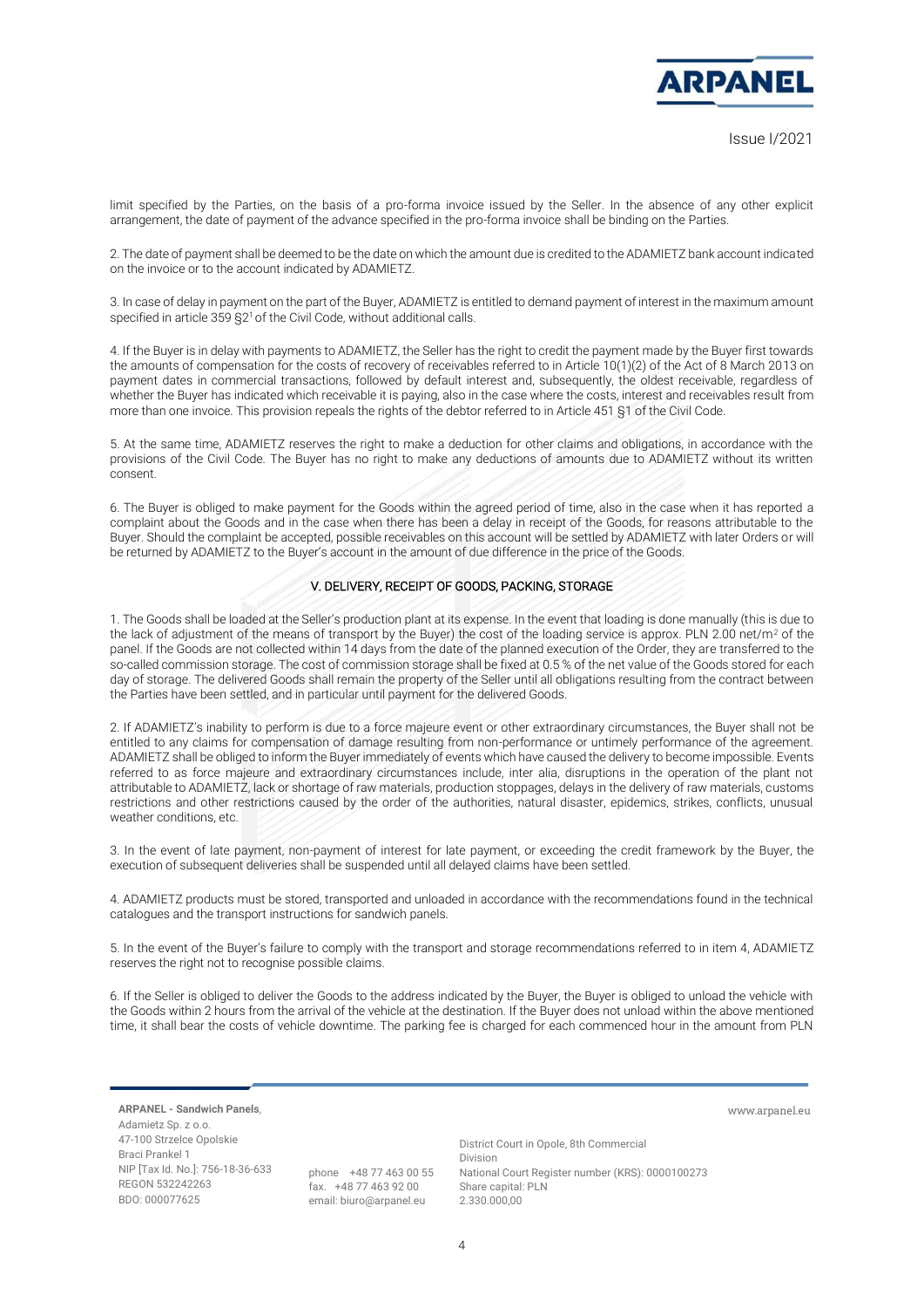limit specified by the Parties, on the basis of a pro-forma invoice issued by the Seller. In the absence of any other explicit arrangement, the date of payment of the advance specified in the pro-forma invoice shall be binding on the Parties.

2. The date of payment shall be deemed to be the date on which the amount due is credited to the ADAMIETZ bank account indicated on the invoice or to the account indicated by ADAMIETZ.

3. In case of delay in payment on the part of the Buyer, ADAMIETZ is entitled to demand payment of interest in the maximum amount specified in article 359 §2[1] of the Civil Code, without additional calls.

4. If the Buyer is in delay with payments to ADAMIETZ, the Seller has the right to credit the payment made by the Buyer first towards the amounts of compensation for the costs of recovery of receivables referred to in Article 10(1)(2) of the Act of 8 March 2013 on payment dates in commercial transactions, followed by default interest and, subsequently, the oldest receivable, regardless of whether the Buyer has indicated which receivable it is paying, also in the case where the costs, interest and receivables result from more than one invoice. This provision repeals the rights of the debtor referred to in Article 451 §1 of the Civil Code.

5. At the same time, ADAMIETZ reserves the right to make a deduction for other claims and obligations, in accordance with the provisions of the Civil Code. The Buyer has no right to make any deductions of amounts due to ADAMIETZ without its written consent.

6. The Buyer is obliged to make payment for the Goods within the agreed period of time, also in the case when it has reported a complaint about the Goods and in the case when there has been a delay in receipt of the Goods, for reasons attributable to the Buyer. Should the complaint be accepted, possible receivables on this account will be settled by ADAMIETZ with later Orders or will be returned by ADAMIETZ to the Buyer's account in the amount of due difference in the price of the Goods.

## V. DELIVERY, RECEIPT OF GOODS, PACKING, STORAGE

1. The Goods shall be loaded at the Seller's production plant at its expense. In the event that loading is done manually (this is due to the lack of adjustment of the means of transport by the Buyer) the cost of the loading service is approx. PLN 2.00 net/m$^2$ of the panel. If the Goods are not collected within 14 days from the date of the planned execution of the Order, they are transferred to the so-called commission storage. The cost of commission storage shall be fixed at 0.5 % of the net value of the Goods stored for each day of storage. The delivered Goods shall remain the property of the Seller until all obligations resulting from the contract between the Parties have been settled, and in particular until payment for the delivered Goods.

2. If ADAMIETZ's inability to perform is due to a force majeure event or other extraordinary circumstances, the Buyer shall not be entitled to any claims for compensation of damage resulting from non-performance or untimely performance of the agreement. ADAMIETZ shall be obliged to inform the Buyer immediately of events which have caused the delivery to become impossible. Events referred to as force majeure and extraordinary circumstances include, inter alia, disruptions in the operation of the plant not attributable to ADAMIETZ, lack or shortage of raw materials, production stoppages, delays in the delivery of raw materials, customs restrictions and other restrictions caused by the order of the authorities, natural disaster, epidemics, strikes, conflicts, unusual weather conditions, etc.

3. In the event of late payment, non-payment of interest for late payment, or exceeding the credit framework by the Buyer, the execution of subsequent deliveries shall be suspended until all delayed claims have been settled.

4. ADAMIETZ products must be stored, transported and unloaded in accordance with the recommendations found in the technical catalogues and the transport instructions for sandwich panels.

5. In the event of the Buyer's failure to comply with the transport and storage recommendations referred to in item 4, ADAMIETZ reserves the right not to recognise possible claims.

6. If the Seller is obliged to deliver the Goods to the address indicated by the Buyer, the Buyer is obliged to unload the vehicle with the Goods within 2 hours from the arrival of the vehicle at the destination. If the Buyer does not unload within the above mentioned time, it shall bear the costs of vehicle downtime. The parking fee is charged for each commenced hour in the amount from PLN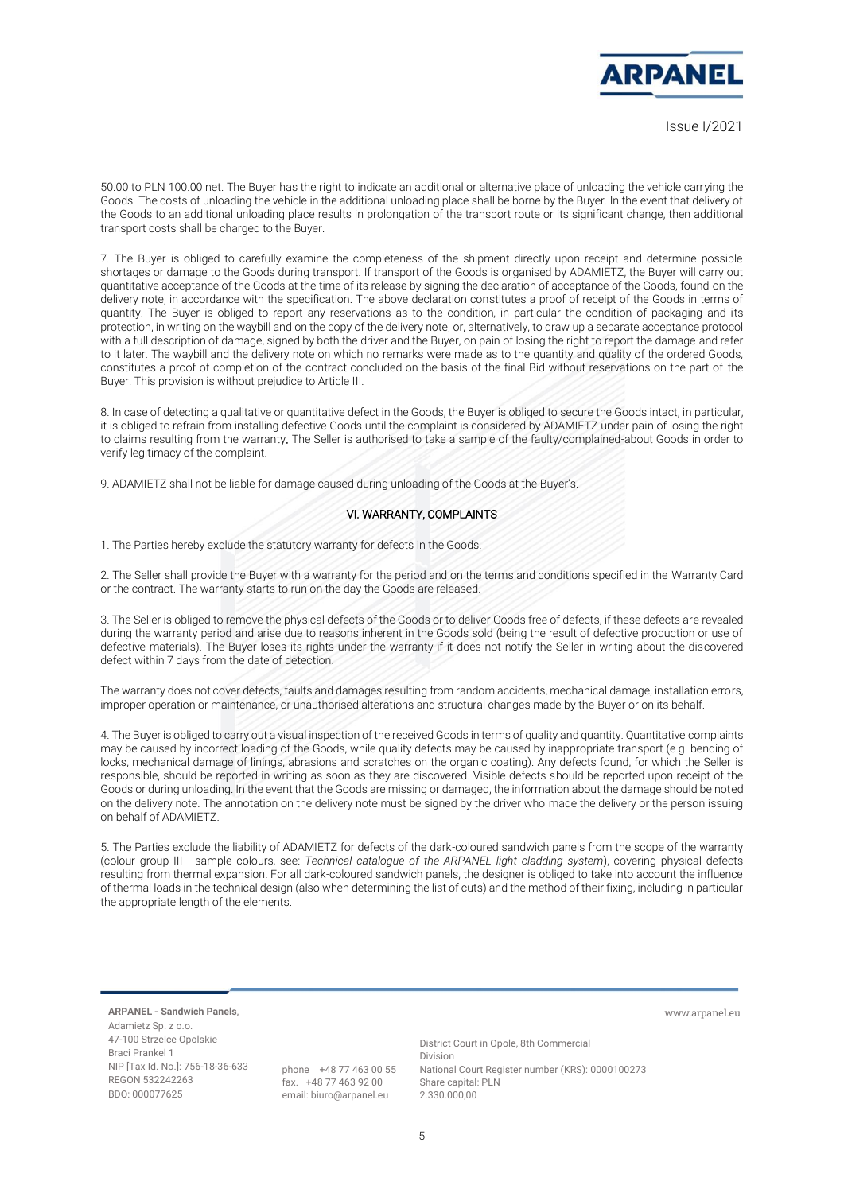50.00 to PLN 100.00 net. The Buyer has the right to indicate an additional or alternative place of unloading the vehicle carrying the Goods. The costs of unloading the vehicle in the additional unloading place shall be borne by the Buyer. In the event that delivery of the Goods to an additional unloading place results in prolongation of the transport route or its significant change, then additional transport costs shall be charged to the Buyer.

7. The Buyer is obliged to carefully examine the completeness of the shipment directly upon receipt and determine possible shortages or damage to the Goods during transport. If transport of the Goods is organised by ADAMIETZ, the Buyer will carry out quantitative acceptance of the Goods at the time of its release by signing the declaration of acceptance of the Goods, found on the delivery note, in accordance with the specification. The above declaration constitutes a proof of receipt of the Goods in terms of quantity. The Buyer is obliged to report any reservations as to the condition, in particular the condition of packaging and its protection, in writing on the waybill and on the copy of the delivery note, or, alternatively, to draw up a separate acceptance protocol with a full description of damage, signed by both the driver and the Buyer, on pain of losing the right to report the damage and refer to it later. The waybill and the delivery note on which no remarks were made as to the quantity and quality of the ordered Goods, constitutes a proof of completion of the contract concluded on the basis of the final Bid without reservations on the part of the Buyer. This provision is without prejudice to Article III.

8. In case of detecting a qualitative or quantitative defect in the Goods, the Buyer is obliged to secure the Goods intact, in particular, it is obliged to refrain from installing defective Goods until the complaint is considered by ADAMIETZ under pain of losing the right to claims resulting from the warranty. The Seller is authorised to take a sample of the faulty/complained-about Goods in order to verify legitimacy of the complaint.

9. ADAMIETZ shall not be liable for damage caused during unloading of the Goods at the Buyer's.

## VI. WARRANTY, COMPLAINTS

1. The Parties hereby exclude the statutory warranty for defects in the Goods.

2. The Seller shall provide the Buyer with a warranty for the period and on the terms and conditions specified in the Warranty Card or the contract. The warranty starts to run on the day the Goods are released.

3. The Seller is obliged to remove the physical defects of the Goods or to deliver Goods free of defects, if these defects are revealed during the warranty period and arise due to reasons inherent in the Goods sold (being the result of defective production or use of defective materials). The Buyer loses its rights under the warranty if it does not notify the Seller in writing about the discovered defect within 7 days from the date of detection.

The warranty does not cover defects, faults and damages resulting from random accidents, mechanical damage, installation errors, improper operation or maintenance, or unauthorised alterations and structural changes made by the Buyer or on its behalf.

4. The Buyer is obliged to carry out a visual inspection of the received Goods in terms of quality and quantity. Quantitative complaints may be caused by incorrect loading of the Goods, while quality defects may be caused by inappropriate transport (e.g. bending of locks, mechanical damage of linings, abrasions and scratches on the organic coating). Any defects found, for which the Seller is responsible, should be reported in writing as soon as they are discovered. Visible defects should be reported upon receipt of the Goods or during unloading. In the event that the Goods are missing or damaged, the information about the damage should be noted on the delivery note. The annotation on the delivery note must be signed by the driver who made the delivery or the person issuing on behalf of ADAMIETZ.

5. The Parties exclude the liability of ADAMIETZ for defects of the dark-coloured sandwich panels from the scope of the warranty (colour group III - sample colours, see: *Technical catalogue of the ARPANEL light cladding system*), covering physical defects resulting from thermal expansion. For all dark-coloured sandwich panels, the designer is obliged to take into account the influence of thermal loads in the technical design (also when determining the list of cuts) and the method of their fixing, including in particular the appropriate length of the elements.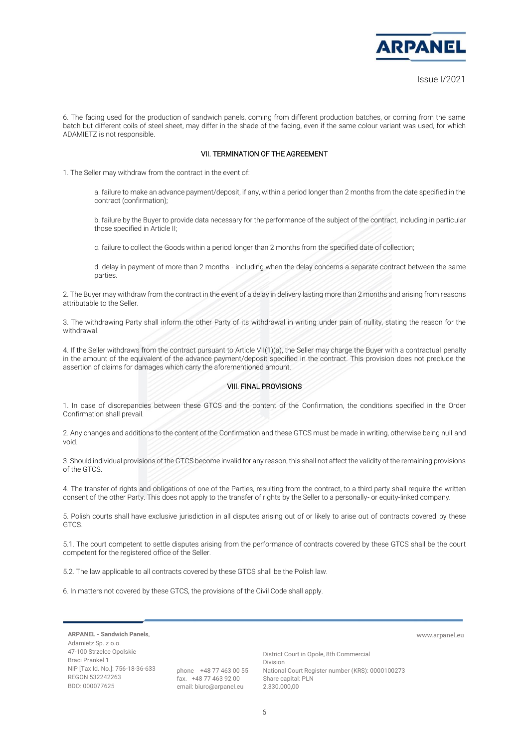6. The facing used for the production of sandwich panels, coming from different production batches, or coming from the same batch but different coils of steel sheet, may differ in the shade of the facing, even if the same colour variant was used, for which ADAMIETZ is not responsible.

## VII. TERMINATION OF THE AGREEMENT

1. The Seller may withdraw from the contract in the event of:

   a. failure to make an advance payment/deposit, if any, within a period longer than 2 months from the date specified in the contract (confirmation);

   b. failure by the Buyer to provide data necessary for the performance of the subject of the contract, including in particular those specified in Article II;

   c. failure to collect the Goods within a period longer than 2 months from the specified date of collection;

   d. delay in payment of more than 2 months - including when the delay concerns a separate contract between the same parties.

2. The Buyer may withdraw from the contract in the event of a delay in delivery lasting more than 2 months and arising from reasons attributable to the Seller.

3. The withdrawing Party shall inform the other Party of its withdrawal in writing under pain of nullity, stating the reason for the withdrawal.

4. If the Seller withdraws from the contract pursuant to Article VII(1)(a), the Seller may charge the Buyer with a contractual penalty in the amount of the equivalent of the advance payment/deposit specified in the contract. This provision does not preclude the assertion of claims for damages which carry the aforementioned amount.

## VIII. FINAL PROVISIONS

1. In case of discrepancies between these GTCS and the content of the Confirmation, the conditions specified in the Order Confirmation shall prevail.

2. Any changes and additions to the content of the Confirmation and these GTCS must be made in writing, otherwise being null and void.

3. Should individual provisions of the GTCS become invalid for any reason, this shall not affect the validity of the remaining provisions of the GTCS.

4. The transfer of rights and obligations of one of the Parties, resulting from the contract, to a third party shall require the written consent of the other Party. This does not apply to the transfer of rights by the Seller to a personally- or equity-linked company.

5. Polish courts shall have exclusive jurisdiction in all disputes arising out of or likely to arise out of contracts covered by these GTCS.

5.1. The court competent to settle disputes arising from the performance of contracts covered by these GTCS shall be the court competent for the registered office of the Seller.

5.2. The law applicable to all contracts covered by these GTCS shall be the Polish law.

6. In matters not covered by these GTCS, the provisions of the Civil Code shall apply.